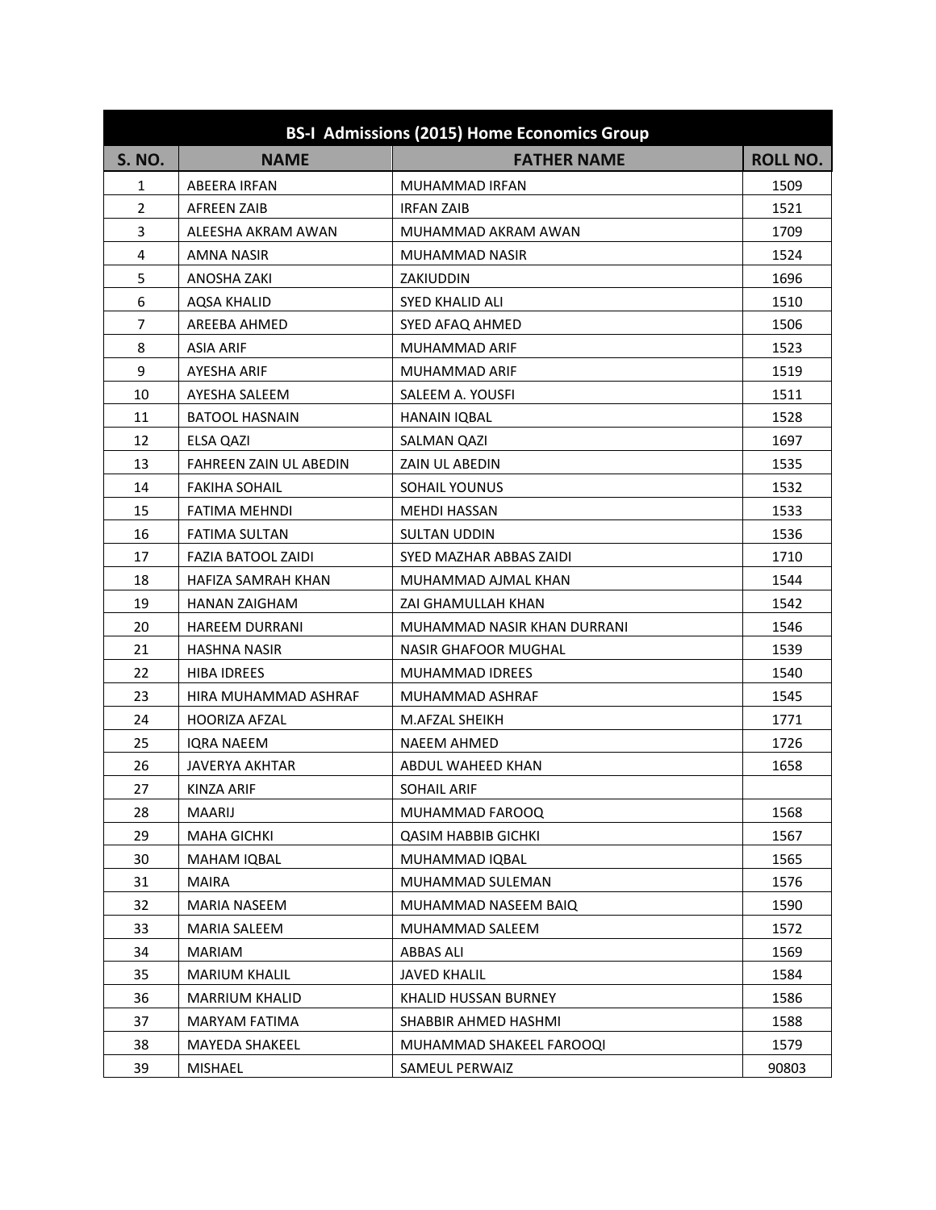| BS-I Admissions (2015) Home Economics Group | | | |
|---|---|---|---|
| **S. NO.** | **NAME** | **FATHER NAME** | **ROLL NO.** |
| 1 | ABEERA IRFAN | MUHAMMAD IRFAN | 1509 |
| 2 | AFREEN ZAIB | IRFAN ZAIB | 1521 |
| 3 | ALEESHA AKRAM AWAN | MUHAMMAD AKRAM AWAN | 1709 |
| 4 | AMNA NASIR | MUHAMMAD NASIR | 1524 |
| 5 | ANOSHA ZAKI | ZAKIUDDIN | 1696 |
| 6 | AQSA KHALID | SYED KHALID ALI | 1510 |
| 7 | AREEBA AHMED | SYED AFAQ AHMED | 1506 |
| 8 | ASIA ARIF | MUHAMMAD ARIF | 1523 |
| 9 | AYESHA ARIF | MUHAMMAD ARIF | 1519 |
| 10 | AYESHA SALEEM | SALEEM A. YOUSFI | 1511 |
| 11 | BATOOL HASNAIN | HANAIN IQBAL | 1528 |
| 12 | ELSA QAZI | SALMAN QAZI | 1697 |
| 13 | FAHREEN ZAIN UL ABEDIN | ZAIN UL ABEDIN | 1535 |
| 14 | FAKIHA SOHAIL | SOHAIL YOUNUS | 1532 |
| 15 | FATIMA MEHNDI | MEHDI HASSAN | 1533 |
| 16 | FATIMA SULTAN | SULTAN UDDIN | 1536 |
| 17 | FAZIA BATOOL ZAIDI | SYED MAZHAR ABBAS ZAIDI | 1710 |
| 18 | HAFIZA SAMRAH KHAN | MUHAMMAD AJMAL KHAN | 1544 |
| 19 | HANAN ZAIGHAM | ZAI GHAMULLAH KHAN | 1542 |
| 20 | HAREEM DURRANI | MUHAMMAD NASIR KHAN DURRANI | 1546 |
| 21 | HASHNA NASIR | NASIR GHAFOOR MUGHAL | 1539 |
| 22 | HIBA IDREES | MUHAMMAD IDREES | 1540 |
| 23 | HIRA MUHAMMAD ASHRAF | MUHAMMAD ASHRAF | 1545 |
| 24 | HOORIZA AFZAL | M.AFZAL SHEIKH | 1771 |
| 25 | IQRA NAEEM | NAEEM AHMED | 1726 |
| 26 | JAVERYA AKHTAR | ABDUL WAHEED KHAN | 1658 |
| 27 | KINZA ARIF | SOHAIL ARIF | |
| 28 | MAARIJ | MUHAMMAD FAROOQ | 1568 |
| 29 | MAHA GICHKI | QASIM HABBIB GICHKI | 1567 |
| 30 | MAHAM IQBAL | MUHAMMAD IQBAL | 1565 |
| 31 | MAIRA | MUHAMMAD SULEMAN | 1576 |
| 32 | MARIA NASEEM | MUHAMMAD NASEEM BAIQ | 1590 |
| 33 | MARIA SALEEM | MUHAMMAD SALEEM | 1572 |
| 34 | MARIAM | ABBAS ALI | 1569 |
| 35 | MARIUM KHALIL | JAVED KHALIL | 1584 |
| 36 | MARRIUM KHALID | KHALID HUSSAN BURNEY | 1586 |
| 37 | MARYAM FATIMA | SHABBIR AHMED HASHMI | 1588 |
| 38 | MAYEDA SHAKEEL | MUHAMMAD SHAKEEL FAROOQI | 1579 |
| 39 | MISHAEL | SAMEUL PERWAIZ | 90803 |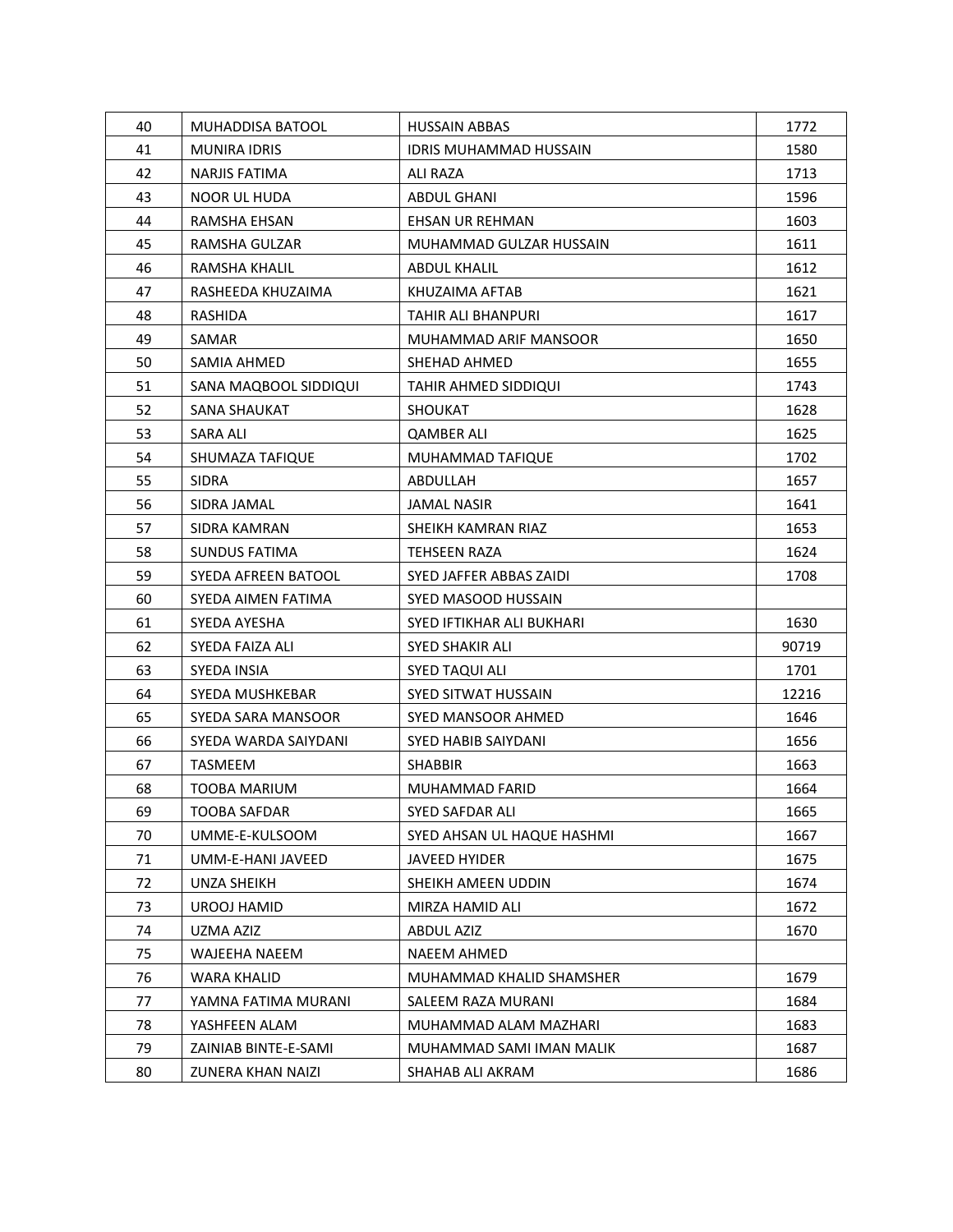| | | | |
|---|---|---|---|
| 40 | MUHADDISA BATOOL | HUSSAIN ABBAS | 1772 |
| 41 | MUNIRA IDRIS | IDRIS MUHAMMAD HUSSAIN | 1580 |
| 42 | NARJIS FATIMA | ALI RAZA | 1713 |
| 43 | NOOR UL HUDA | ABDUL GHANI | 1596 |
| 44 | RAMSHA EHSAN | EHSAN UR REHMAN | 1603 |
| 45 | RAMSHA GULZAR | MUHAMMAD GULZAR HUSSAIN | 1611 |
| 46 | RAMSHA KHALIL | ABDUL KHALIL | 1612 |
| 47 | RASHEEDA KHUZAIMA | KHUZAIMA AFTAB | 1621 |
| 48 | RASHIDA | TAHIR ALI BHANPURI | 1617 |
| 49 | SAMAR | MUHAMMAD ARIF MANSOOR | 1650 |
| 50 | SAMIA AHMED | SHEHAD AHMED | 1655 |
| 51 | SANA MAQBOOL SIDDIQUI | TAHIR AHMED SIDDIQUI | 1743 |
| 52 | SANA SHAUKAT | SHOUKAT | 1628 |
| 53 | SARA ALI | QAMBER ALI | 1625 |
| 54 | SHUMAZA TAFIQUE | MUHAMMAD TAFIQUE | 1702 |
| 55 | SIDRA | ABDULLAH | 1657 |
| 56 | SIDRA JAMAL | JAMAL NASIR | 1641 |
| 57 | SIDRA KAMRAN | SHEIKH KAMRAN RIAZ | 1653 |
| 58 | SUNDUS FATIMA | TEHSEEN RAZA | 1624 |
| 59 | SYEDA AFREEN BATOOL | SYED JAFFER ABBAS ZAIDI | 1708 |
| 60 | SYEDA AIMEN FATIMA | SYED MASOOD HUSSAIN | |
| 61 | SYEDA AYESHA | SYED IFTIKHAR ALI BUKHARI | 1630 |
| 62 | SYEDA FAIZA ALI | SYED SHAKIR ALI | 90719 |
| 63 | SYEDA INSIA | SYED TAQUI ALI | 1701 |
| 64 | SYEDA MUSHKEBAR | SYED SITWAT HUSSAIN | 12216 |
| 65 | SYEDA SARA MANSOOR | SYED MANSOOR AHMED | 1646 |
| 66 | SYEDA WARDA SAIYDANI | SYED HABIB SAIYDANI | 1656 |
| 67 | TASMEEM | SHABBIR | 1663 |
| 68 | TOOBA MARIUM | MUHAMMAD FARID | 1664 |
| 69 | TOOBA SAFDAR | SYED SAFDAR ALI | 1665 |
| 70 | UMME-E-KULSOOM | SYED AHSAN UL HAQUE HASHMI | 1667 |
| 71 | UMM-E-HANI JAVEED | JAVEED HYIDER | 1675 |
| 72 | UNZA SHEIKH | SHEIKH AMEEN UDDIN | 1674 |
| 73 | UROOJ HAMID | MIRZA HAMID ALI | 1672 |
| 74 | UZMA AZIZ | ABDUL AZIZ | 1670 |
| 75 | WAJEEHA NAEEM | NAEEM AHMED | |
| 76 | WARA KHALID | MUHAMMAD KHALID SHAMSHER | 1679 |
| 77 | YAMNA FATIMA MURANI | SALEEM RAZA MURANI | 1684 |
| 78 | YASHFEEN ALAM | MUHAMMAD ALAM MAZHARI | 1683 |
| 79 | ZAINIAB BINTE-E-SAMI | MUHAMMAD SAMI IMAN MALIK | 1687 |
| 80 | ZUNERA KHAN NAIZI | SHAHAB ALI AKRAM | 1686 |